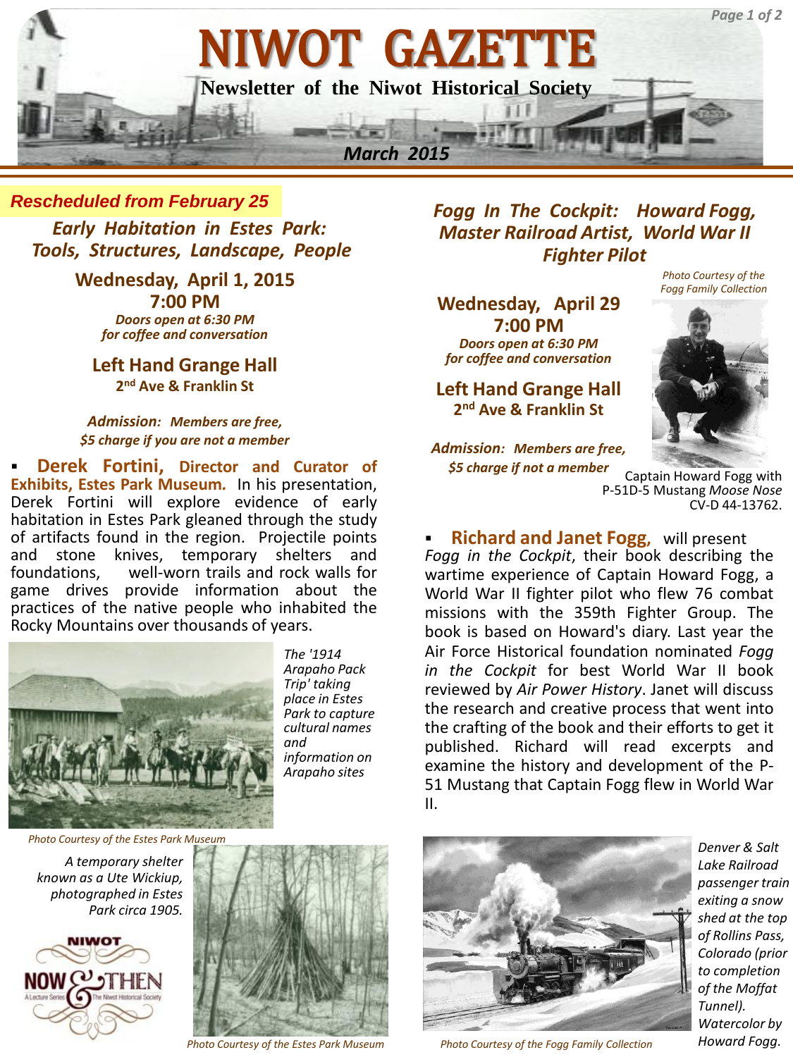# NIWOT GAZETTE

**Newsletter of the Niwot Historical Society**

*March 2015*

***Rescheduled from February 25***

## *Early Habitation in Estes Park: Tools, Structures, Landscape, People*

**Wednesday, April 1, 2015**
**7:00 PM**
***Doors open at 6:30 PM for coffee and conversation***

**Left Hand Grange Hall**
**2nd Ave & Franklin St**

***Admission: Members are free, $5 charge if you are not a member***

- **Derek Fortini, Director and Curator of Exhibits, Estes Park Museum.** In his presentation, Derek Fortini will explore evidence of early habitation in Estes Park gleaned through the study of artifacts found in the region. Projectile points and stone knives, temporary shelters and foundations, well-worn trails and rock walls for game drives provide information about the practices of the native people who inhabited the Rocky Mountains over thousands of years.

*The '1914 Arapaho Pack Trip' taking place in Estes Park to capture cultural names and information on Arapaho sites*

*Photo Courtesy of the Estes Park Museum*

*A temporary shelter known as a Ute Wickiup, photographed in Estes Park circa 1905.*

*Photo Courtesy of the Estes Park Museum*

NIWOT NOW & THEN — A Lecture Series — The Niwot Historical Society

## *Fogg In The Cockpit: Howard Fogg, Master Railroad Artist, World War II Fighter Pilot*

**Wednesday, April 29**
**7:00 PM**
***Doors open at 6:30 PM for coffee and conversation***

**Left Hand Grange Hall**
**2nd Ave & Franklin St**

***Admission: Members are free, $5 charge if not a member***

*Photo Courtesy of the Fogg Family Collection*

Captain Howard Fogg with P-51D-5 Mustang *Moose Nose* CV-D 44-13762.

- **Richard and Janet Fogg,** will present *Fogg in the Cockpit*, their book describing the wartime experience of Captain Howard Fogg, a World War II fighter pilot who flew 76 combat missions with the 359th Fighter Group. The book is based on Howard's diary. Last year the Air Force Historical foundation nominated *Fogg in the Cockpit* for best World War II book reviewed by *Air Power History*. Janet will discuss the research and creative process that went into the crafting of the book and their efforts to get it published. Richard will read excerpts and examine the history and development of the P-51 Mustang that Captain Fogg flew in World War II.

*Denver & Salt Lake Railroad passenger train exiting a snow shed at the top of Rollins Pass, Colorado (prior to completion of the Moffat Tunnel). Watercolor by Howard Fogg.*

*Photo Courtesy of the Fogg Family Collection*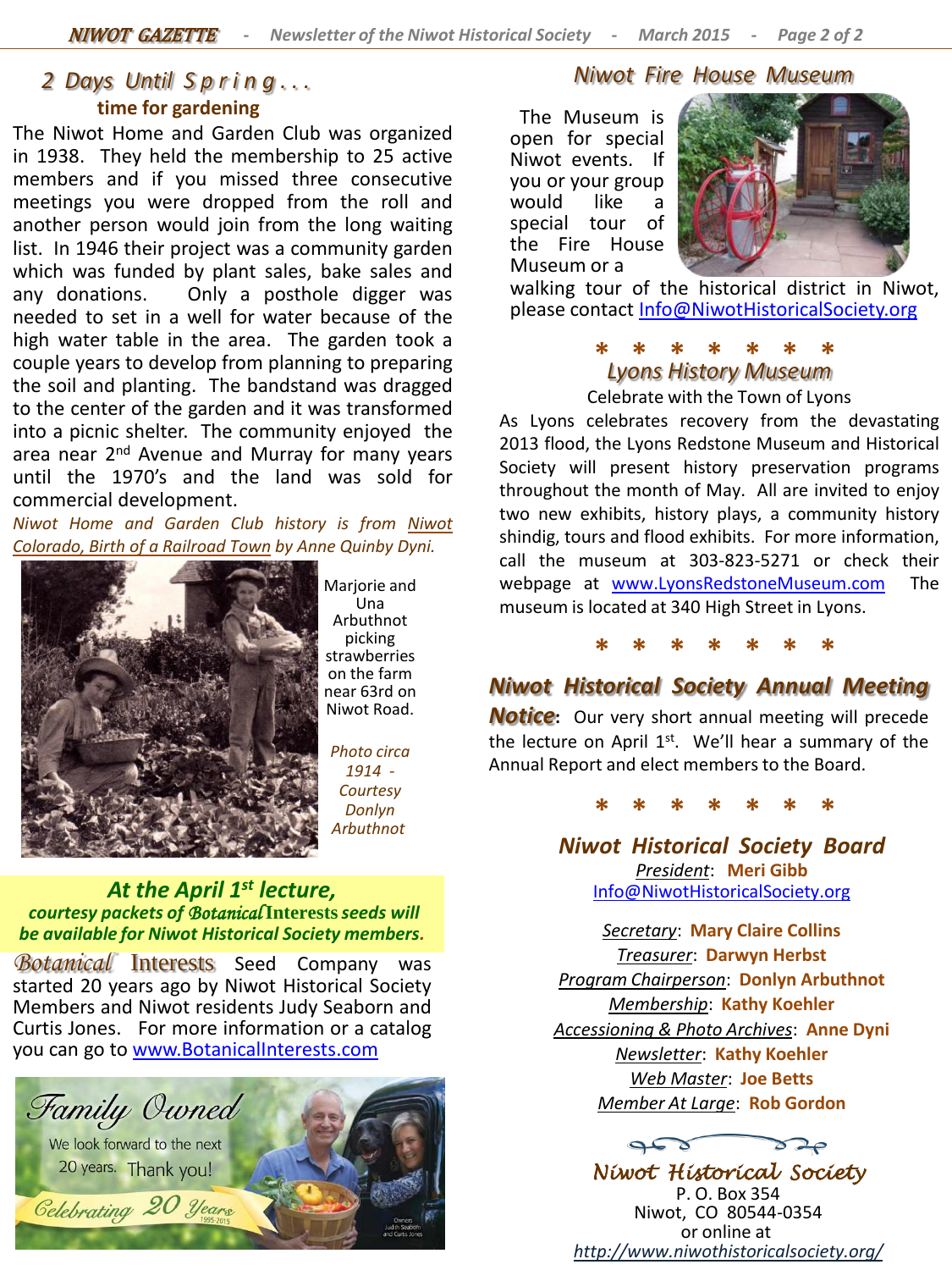## 2 Days Until S p r i n g . . .

**time for gardening**

The Niwot Home and Garden Club was organized in 1938. They held the membership to 25 active members and if you missed three consecutive meetings you were dropped from the roll and another person would join from the long waiting list. In 1946 their project was a community garden which was funded by plant sales, bake sales and any donations. Only a posthole digger was needed to set in a well for water because of the high water table in the area. The garden took a couple years to develop from planning to preparing the soil and planting. The bandstand was dragged to the center of the garden and it was transformed into a picnic shelter. The community enjoyed the area near 2nd Avenue and Murray for many years until the 1970's and the land was sold for commercial development.

*Niwot Home and Garden Club history is from Niwot Colorado, Birth of a Railroad Town by Anne Quinby Dyni.*

Marjorie and Una Arbuthnot picking strawberries on the farm near 63rd on Niwot Road.

*Photo circa 1914 - Courtesy Donlyn Arbuthnot*

### At the April 1st lecture,

***courtesy packets of Botanical Interests seeds will be available for Niwot Historical Society members.***

Botanical Interests Seed Company was started 20 years ago by Niwot Historical Society Members and Niwot residents Judy Seaborn and Curtis Jones. For more information or a catalog you can go to www.BotanicalInterests.com

Family Owned

We look forward to the next 20 years. Thank you!

Celebrating 20 Years 1995-2015

Owners Judith Seaborn and Curtis Jones

## Niwot Fire House Museum

The Museum is open for special Niwot events. If you or your group would like a special tour of the Fire House Museum or a walking tour of the historical district in Niwot, please contact Info@NiwotHistoricalSociety.org

\* \* \* \* \* \* \*

## Lyons History Museum

Celebrate with the Town of Lyons

As Lyons celebrates recovery from the devastating 2013 flood, the Lyons Redstone Museum and Historical Society will present history preservation programs throughout the month of May. All are invited to enjoy two new exhibits, history plays, a community history shindig, tours and flood exhibits. For more information, call the museum at 303-823-5271 or check their webpage at www.LyonsRedstoneMuseum.com The museum is located at 340 High Street in Lyons.

\* \* \* \* \* \* \*

## Niwot Historical Society Annual Meeting

**Notice:** Our very short annual meeting will precede the lecture on April 1st. We'll hear a summary of the Annual Report and elect members to the Board.

\* \* \* \* \* \* \*

## Niwot Historical Society Board

President: **Meri Gibb**
Info@NiwotHistoricalSociety.org

Secretary: **Mary Claire Collins**
Treasurer: **Darwyn Herbst**
Program Chairperson: **Donlyn Arbuthnot**
Membership: **Kathy Koehler**
Accessioning & Photo Archives: **Anne Dyni**
Newsletter: **Kathy Koehler**
Web Master: **Joe Betts**
Member At Large: **Rob Gordon**

*Niwot Historical Society*
P. O. Box 354
Niwot, CO 80544-0354
or online at
http://www.niwothistoricalsociety.org/